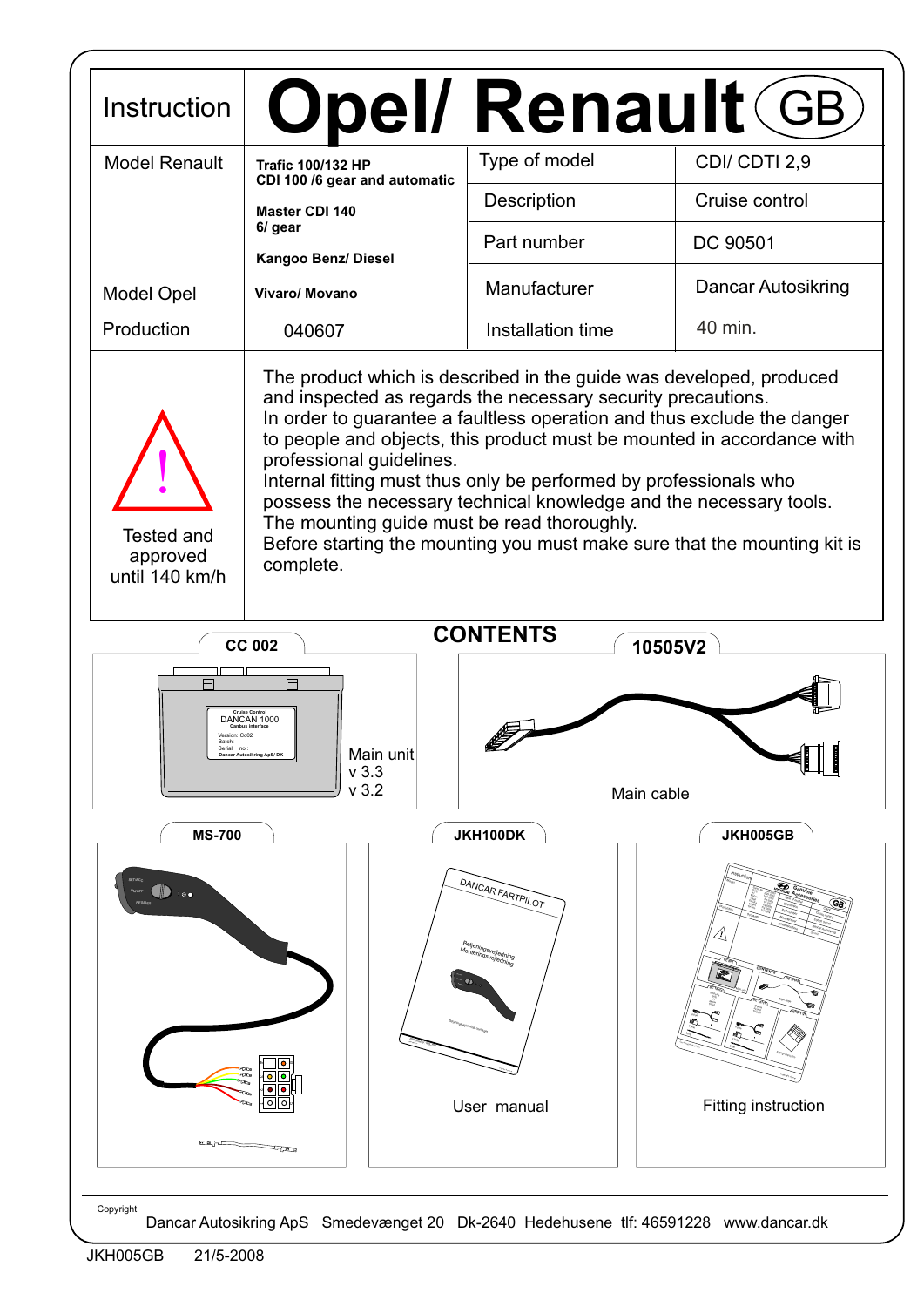# Instruction Opel/ Renault (GB)

| | | | |
|---|---|---|---|
| Model Renault | Trafic 100/132 HP<br>CDI 100 /6 gear and automatic<br><br>Master CDI 140<br>6/ gear<br><br>Kangoo Benz/ Diesel | Type of model | CDI/ CDTI 2,9 |
| | | Description | Cruise control |
| | | Part number | DC 90501 |
| Model Opel | Vivaro/ Movano | Manufacturer | Dancar Autosikring |
| Production | 040607 | Installation time | 40 min. |

Tested and approved until 140 km/h

The product which is described in the guide was developed, produced and inspected as regards the necessary security precautions.
In order to guarantee a faultless operation and thus exclude the danger to people and objects, this product must be mounted in accordance with professional guidelines.
Internal fitting must thus only be performed by professionals who possess the necessary technical knowledge and the necessary tools.
The mounting guide must be read thoroughly.
Before starting the mounting you must make sure that the mounting kit is complete.

## CONTENTS

**CC 002**

Cruise Control
DANCAN 1000
Canbus interface
Version: Cc02
Batch:
Serial no.:
Dancar Autosikring ApS/ DK

Main unit
v 3.3
v 3.2

**10505V2**

Main cable

**MS-700**

**JKH100DK**

DANCAR FARTPILOT
Betjeningsvejledning
Monteringsvejledning

User manual

**JKH005GB**

Fitting instruction

Copyright
Dancar Autosikring ApS Smedevænget 20 Dk-2640 Hedehusene tlf: 46591228 www.dancar.dk

JKH005GB 21/5-2008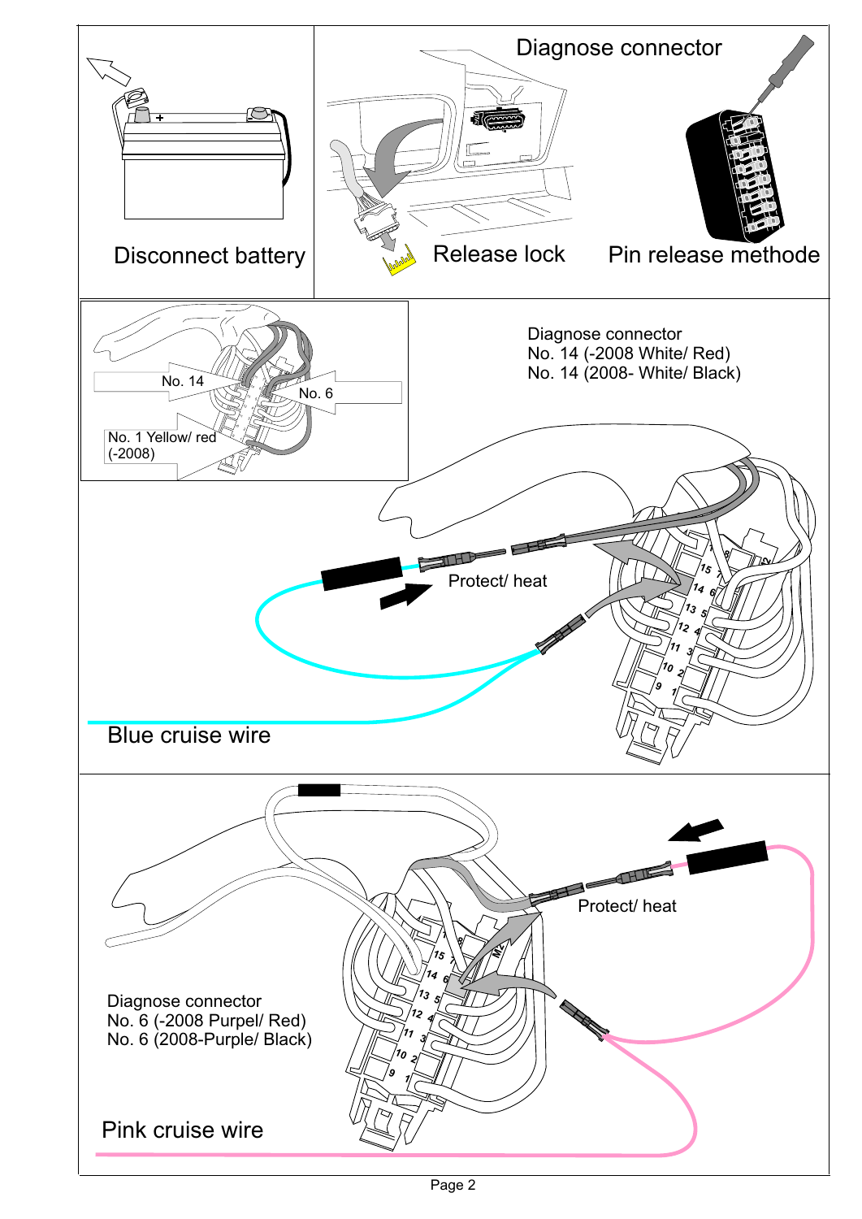Disconnect battery

Diagnose connector

Release lock

Pin release methode

No. 14

No. 6

No. 1 Yellow/ red (-2008)

Diagnose connector
No. 14 (-2008 White/ Red)
No. 14 (2008- White/ Black)

Protect/ heat

Blue cruise wire

Protect/ heat

Diagnose connector
No. 6 (-2008 Purpel/ Red)
No. 6 (2008-Purple/ Black)

Pink cruise wire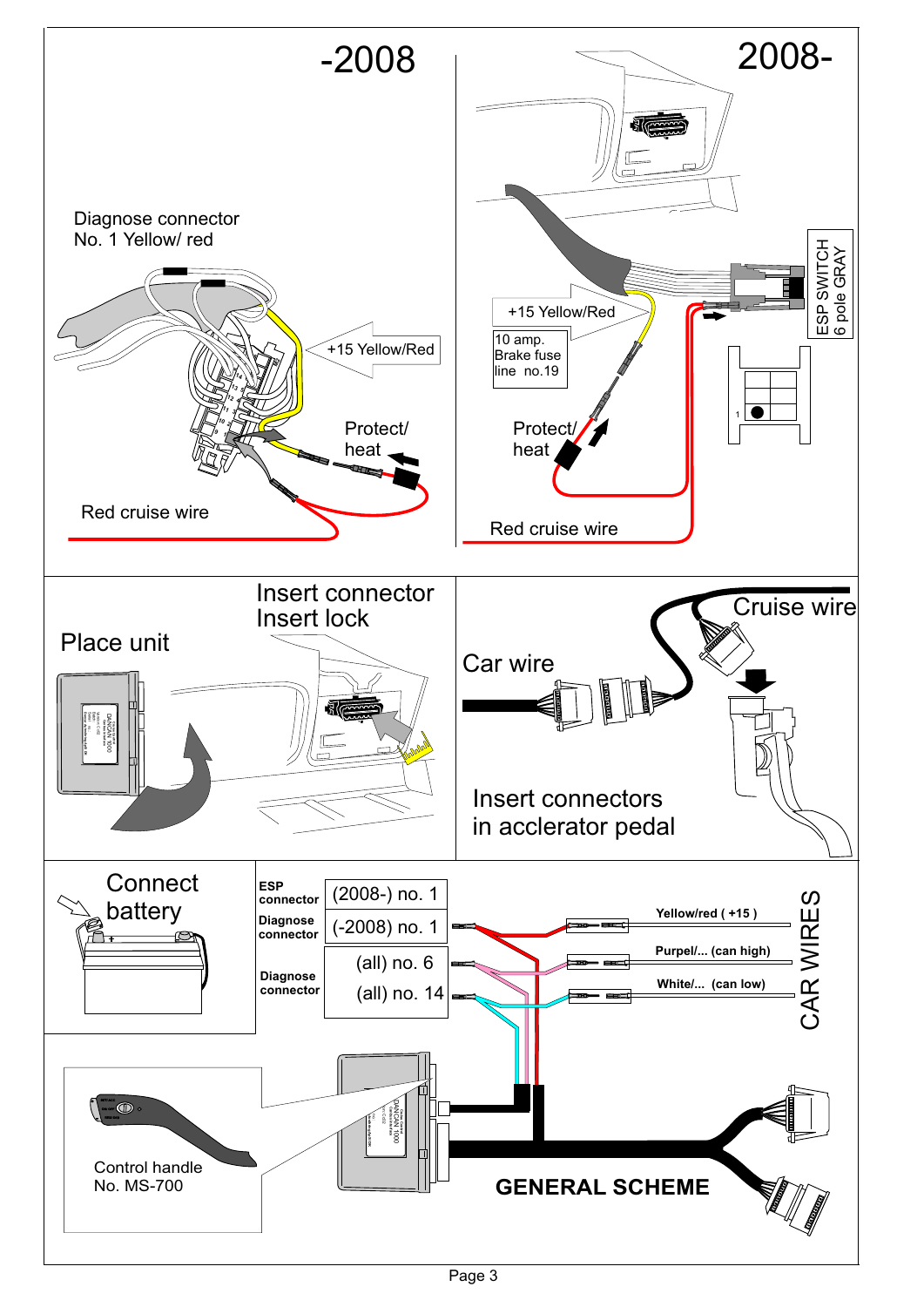## -2008

Diagnose connector
No. 1 Yellow/ red

+15 Yellow/Red

Protect/
heat

Red cruise wire

## 2008-

ESP SWITCH
6 pole GRAY

+15 Yellow/Red

10 amp.
Brake fuse
line no.19

Protect/
heat

Red cruise wire

Place unit

Insert connector
Insert lock

Car wire

Cruise wire

Insert connectors
in acclerator pedal

Connect
battery

| | | |
|---|---|---|
| ESP connector | (2008-) no. 1 | Yellow/red ( +15 ) |
| Diagnose connector | (-2008) no. 1 | |
| Diagnose connector | (all) no. 6 | Purpel/... (can high) |
| | (all) no. 14 | White/... (can low) |

CAR WIRES

Control handle
No. MS-700

**GENERAL SCHEME**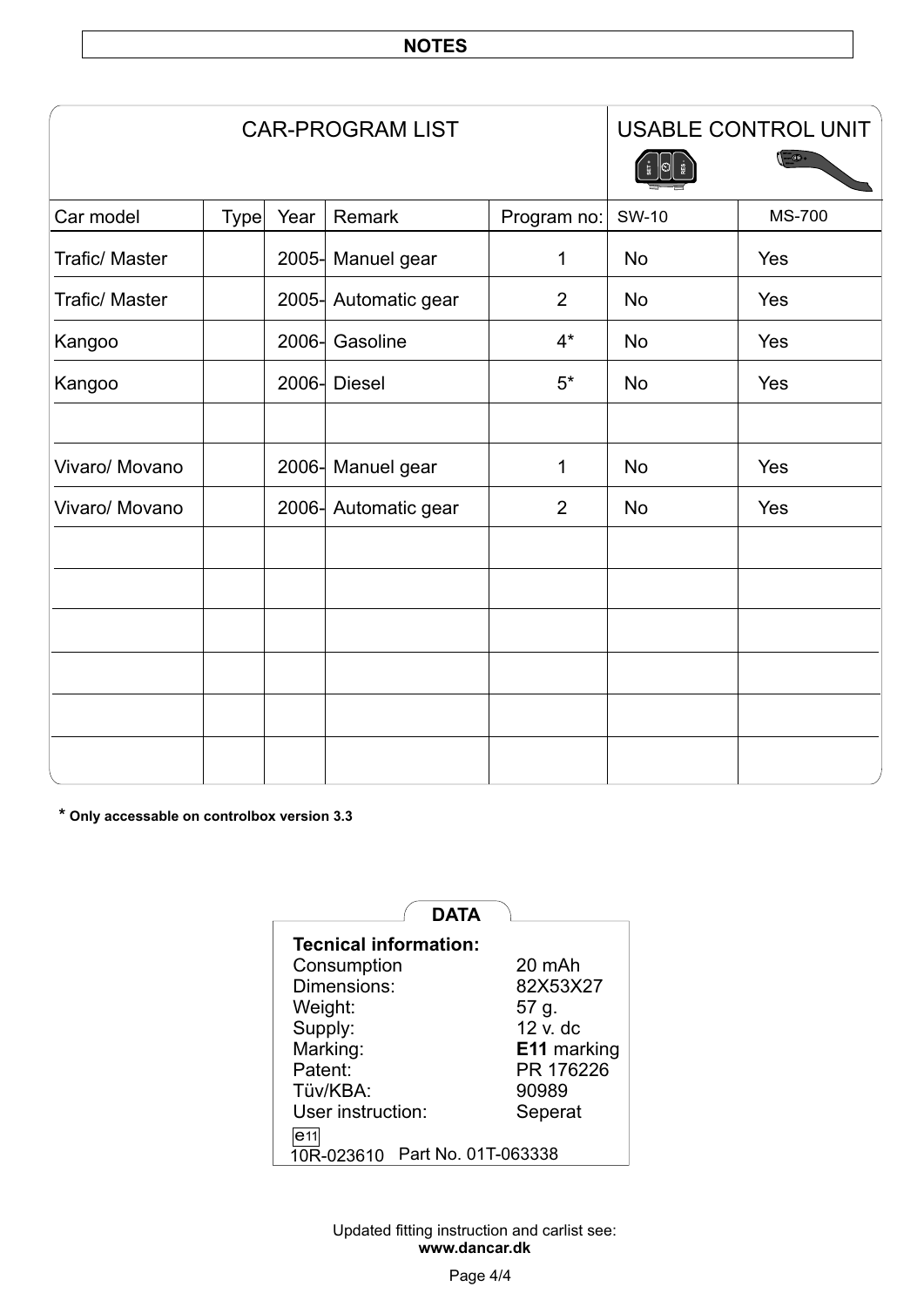## NOTES

| CAR-PROGRAM LIST | | | | | USABLE CONTROL UNIT | |
|---|---|---|---|---|---|---|
| Car model | Type | Year | Remark | Program no: | SW-10 | MS-700 |
| Trafic/ Master | | 2005- | Manuel gear | 1 | No | Yes |
| Trafic/ Master | | 2005- | Automatic gear | 2 | No | Yes |
| Kangoo | | 2006- | Gasoline | 4* | No | Yes |
| Kangoo | | 2006- | Diesel | 5* | No | Yes |
| | | | | | | |
| Vivaro/ Movano | | 2006- | Manuel gear | 1 | No | Yes |
| Vivaro/ Movano | | 2006- | Automatic gear | 2 | No | Yes |
| | | | | | | |
| | | | | | | |
| | | | | | | |
| | | | | | | |
| | | | | | | |
| | | | | | | |

**\* Only accessable on controlbox version 3.3**

### DATA

| **Tecnical information:** | |
|---|---|
| Consumption | 20 mAh |
| Dimensions: | 82X53X27 |
| Weight: | 57 g. |
| Supply: | 12 v. dc |
| Marking: | **E11** marking |
| Patent: | PR 176226 |
| Tüv/KBA: | 90989 |
| User instruction: | Seperat |

e11
10R-023610 Part No. 01T-063338

Updated fitting instruction and carlist see:
**www.dancar.dk**